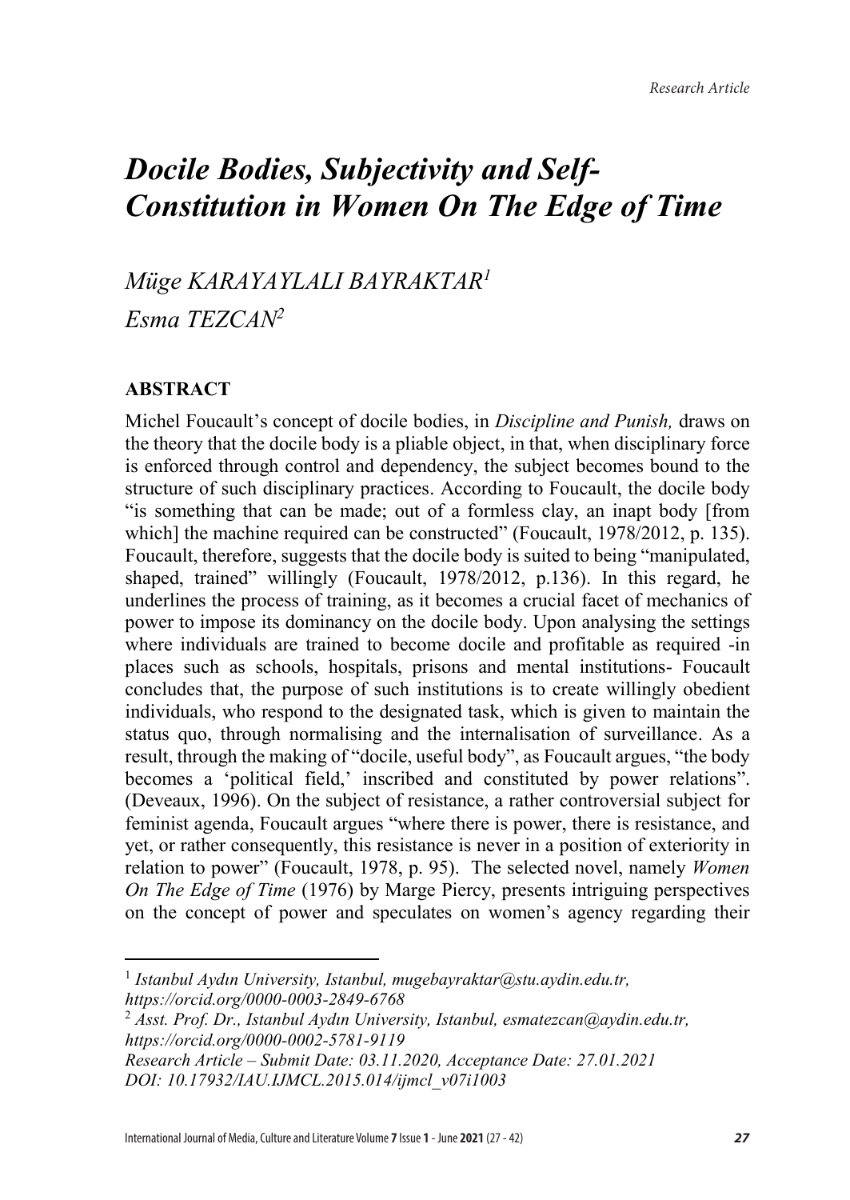*Research Article*

# *Docile Bodies, Subjectivity and Self-Constitution in Women On The Edge of Time*

*Müge KARAYAYLALI BAYRAKTAR*[1]

*Esma TEZCAN*[2]

## ABSTRACT

Michel Foucault's concept of docile bodies, in *Discipline and Punish,* draws on the theory that the docile body is a pliable object, in that, when disciplinary force is enforced through control and dependency, the subject becomes bound to the structure of such disciplinary practices. According to Foucault, the docile body "is something that can be made; out of a formless clay, an inapt body [from which] the machine required can be constructed" (Foucault, 1978/2012, p. 135). Foucault, therefore, suggests that the docile body is suited to being "manipulated, shaped, trained" willingly (Foucault, 1978/2012, p.136). In this regard, he underlines the process of training, as it becomes a crucial facet of mechanics of power to impose its dominancy on the docile body. Upon analysing the settings where individuals are trained to become docile and profitable as required -in places such as schools, hospitals, prisons and mental institutions- Foucault concludes that, the purpose of such institutions is to create willingly obedient individuals, who respond to the designated task, which is given to maintain the status quo, through normalising and the internalisation of surveillance. As a result, through the making of "docile, useful body", as Foucault argues, "the body becomes a 'political field,' inscribed and constituted by power relations". (Deveaux, 1996). On the subject of resistance, a rather controversial subject for feminist agenda, Foucault argues "where there is power, there is resistance, and yet, or rather consequently, this resistance is never in a position of exteriority in relation to power" (Foucault, 1978, p. 95). The selected novel, namely *Women On The Edge of Time* (1976) by Marge Piercy, presents intriguing perspectives on the concept of power and speculates on women's agency regarding their

---

[1] *Istanbul Aydın University, Istanbul, mugebayraktar@stu.aydin.edu.tr, https://orcid.org/0000-0003-2849-6768*

[2] *Asst. Prof. Dr., Istanbul Aydın University, Istanbul, esmatezcan@aydin.edu.tr, https://orcid.org/0000-0002-5781-9119*

*Research Article – Submit Date: 03.11.2020, Acceptance Date: 27.01.2021*

*DOI: 10.17932/IAU.IJMCL.2015.014/ijmcl_v07i1003*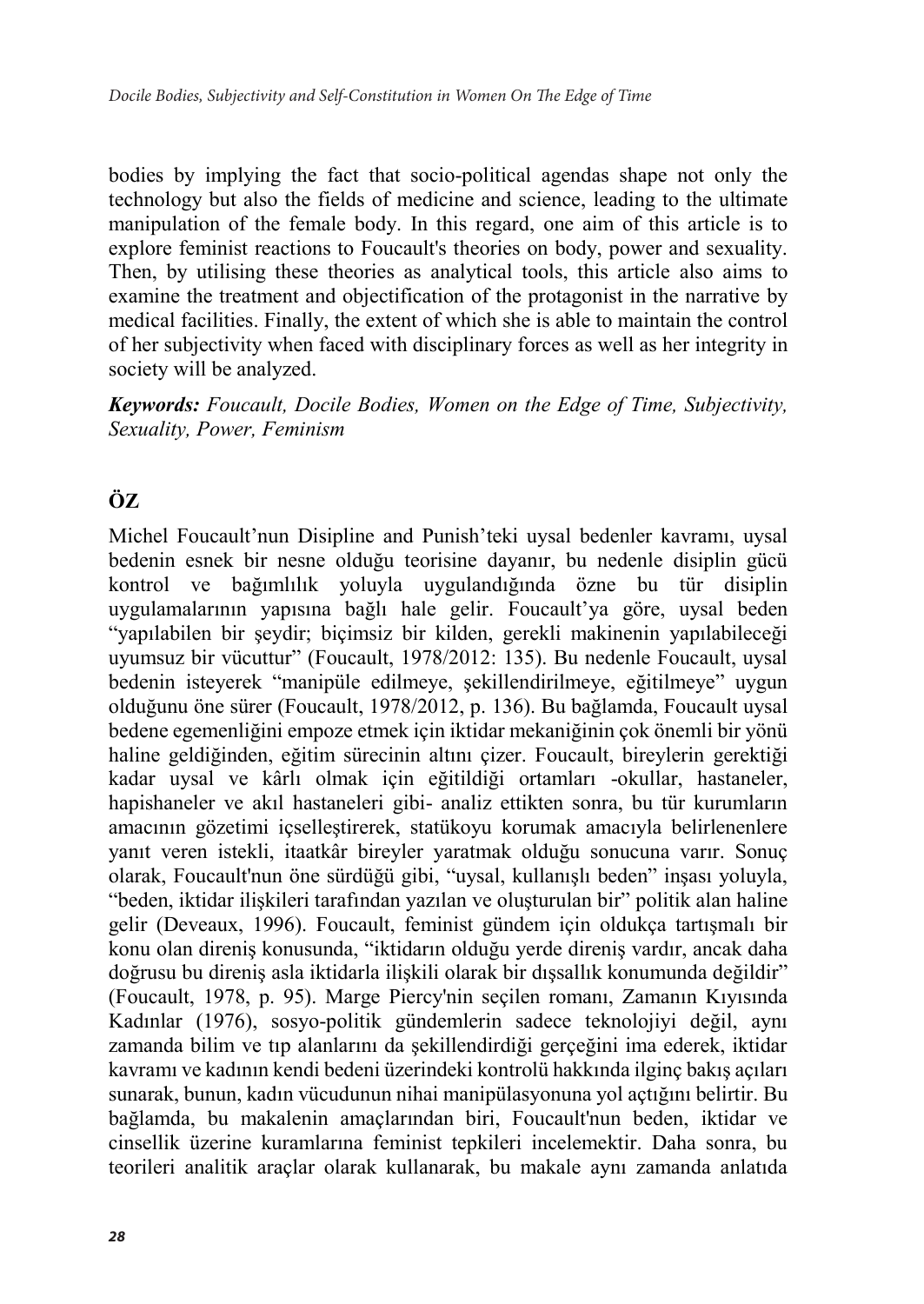bodies by implying the fact that socio-political agendas shape not only the technology but also the fields of medicine and science, leading to the ultimate manipulation of the female body. In this regard, one aim of this article is to explore feminist reactions to Foucault's theories on body, power and sexuality. Then, by utilising these theories as analytical tools, this article also aims to examine the treatment and objectification of the protagonist in the narrative by medical facilities. Finally, the extent of which she is able to maintain the control of her subjectivity when faced with disciplinary forces as well as her integrity in society will be analyzed.

***Keywords:*** *Foucault, Docile Bodies, Women on the Edge of Time, Subjectivity, Sexuality, Power, Feminism*

## ÖZ

Michel Foucault'nun Disipline and Punish'teki uysal bedenler kavramı, uysal bedenin esnek bir nesne olduğu teorisine dayanır, bu nedenle disiplin gücü kontrol ve bağımlılık yoluyla uygulandığında özne bu tür disiplin uygulamalarının yapısına bağlı hale gelir. Foucault'ya göre, uysal beden "yapılabilen bir şeydir; biçimsiz bir kilden, gerekli makinenin yapılabileceği uyumsuz bir vücuttur" (Foucault, 1978/2012: 135). Bu nedenle Foucault, uysal bedenin isteyerek "manipüle edilmeye, şekillendirilmeye, eğitilmeye" uygun olduğunu öne sürer (Foucault, 1978/2012, p. 136). Bu bağlamda, Foucault uysal bedene egemenliğini empoze etmek için iktidar mekaniğinin çok önemli bir yönü haline geldiğinden, eğitim sürecinin altını çizer. Foucault, bireylerin gerektiği kadar uysal ve kârlı olmak için eğitildiği ortamları -okullar, hastaneler, hapishaneler ve akıl hastaneleri gibi- analiz ettikten sonra, bu tür kurumların amacının gözetimi içselleştirerek, statükoyu korumak amacıyla belirlenenlere yanıt veren istekli, itaatkâr bireyler yaratmak olduğu sonucuna varır. Sonuç olarak, Foucault'nun öne sürdüğü gibi, "uysal, kullanışlı beden" inşası yoluyla, "beden, iktidar ilişkileri tarafından yazılan ve oluşturulan bir" politik alan haline gelir (Deveaux, 1996). Foucault, feminist gündem için oldukça tartışmalı bir konu olan direniş konusunda, "iktidarın olduğu yerde direniş vardır, ancak daha doğrusu bu direniş asla iktidarla ilişkili olarak bir dışsallık konumunda değildir" (Foucault, 1978, p. 95). Marge Piercy'nin seçilen romanı, Zamanın Kıyısında Kadınlar (1976), sosyo-politik gündemlerin sadece teknolojiyi değil, aynı zamanda bilim ve tıp alanlarını da şekillendirdiği gerçeğini ima ederek, iktidar kavramı ve kadının kendi bedeni üzerindeki kontrolü hakkında ilginç bakış açıları sunarak, bunun, kadın vücudunun nihai manipülasyonuna yol açtığını belirtir. Bu bağlamda, bu makalenin amaçlarından biri, Foucault'nun beden, iktidar ve cinsellik üzerine kuramlarına feminist tepkileri incelemektir. Daha sonra, bu teorileri analitik araçlar olarak kullanarak, bu makale aynı zamanda anlatıda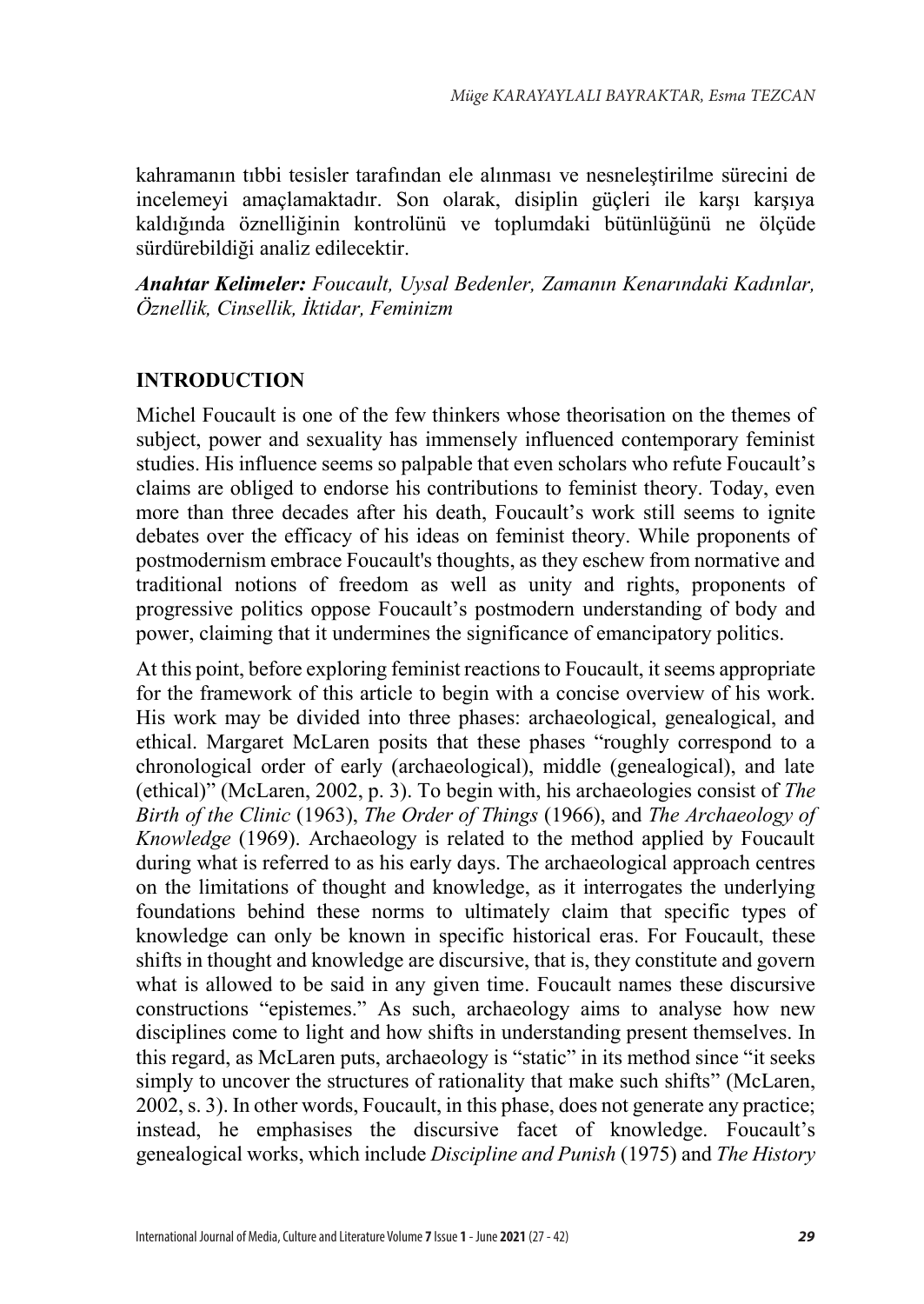kahramanın tıbbi tesisler tarafından ele alınması ve nesneleştirilme sürecini de incelemeyi amaçlamaktadır. Son olarak, disiplin güçleri ile karşı karşıya kaldığında öznelliğinin kontrolünü ve toplumdaki bütünlüğünü ne ölçüde sürdürebildiği analiz edilecektir.

***Anahtar Kelimeler:*** *Foucault, Uysal Bedenler, Zamanın Kenarındaki Kadınlar, Öznellik, Cinsellik, İktidar, Feminizm*

## INTRODUCTION

Michel Foucault is one of the few thinkers whose theorisation on the themes of subject, power and sexuality has immensely influenced contemporary feminist studies. His influence seems so palpable that even scholars who refute Foucault's claims are obliged to endorse his contributions to feminist theory. Today, even more than three decades after his death, Foucault's work still seems to ignite debates over the efficacy of his ideas on feminist theory. While proponents of postmodernism embrace Foucault's thoughts, as they eschew from normative and traditional notions of freedom as well as unity and rights, proponents of progressive politics oppose Foucault's postmodern understanding of body and power, claiming that it undermines the significance of emancipatory politics.

At this point, before exploring feminist reactions to Foucault, it seems appropriate for the framework of this article to begin with a concise overview of his work. His work may be divided into three phases: archaeological, genealogical, and ethical. Margaret McLaren posits that these phases "roughly correspond to a chronological order of early (archaeological), middle (genealogical), and late (ethical)" (McLaren, 2002, p. 3). To begin with, his archaeologies consist of *The Birth of the Clinic* (1963), *The Order of Things* (1966), and *The Archaeology of Knowledge* (1969). Archaeology is related to the method applied by Foucault during what is referred to as his early days. The archaeological approach centres on the limitations of thought and knowledge, as it interrogates the underlying foundations behind these norms to ultimately claim that specific types of knowledge can only be known in specific historical eras. For Foucault, these shifts in thought and knowledge are discursive, that is, they constitute and govern what is allowed to be said in any given time. Foucault names these discursive constructions "epistemes." As such, archaeology aims to analyse how new disciplines come to light and how shifts in understanding present themselves. In this regard, as McLaren puts, archaeology is "static" in its method since "it seeks simply to uncover the structures of rationality that make such shifts" (McLaren, 2002, s. 3). In other words, Foucault, in this phase, does not generate any practice; instead, he emphasises the discursive facet of knowledge. Foucault's genealogical works, which include *Discipline and Punish* (1975) and *The History*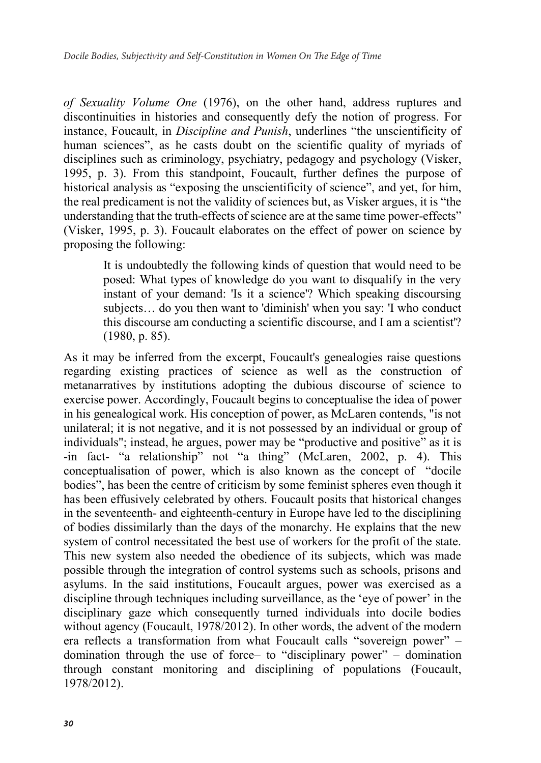*of Sexuality Volume One* (1976), on the other hand, address ruptures and discontinuities in histories and consequently defy the notion of progress. For instance, Foucault, in *Discipline and Punish*, underlines "the unscientificity of human sciences", as he casts doubt on the scientific quality of myriads of disciplines such as criminology, psychiatry, pedagogy and psychology (Visker, 1995, p. 3). From this standpoint, Foucault, further defines the purpose of historical analysis as "exposing the unscientificity of science", and yet, for him, the real predicament is not the validity of sciences but, as Visker argues, it is "the understanding that the truth-effects of science are at the same time power-effects" (Visker, 1995, p. 3). Foucault elaborates on the effect of power on science by proposing the following:

> It is undoubtedly the following kinds of question that would need to be posed: What types of knowledge do you want to disqualify in the very instant of your demand: 'Is it a science'? Which speaking discoursing subjects… do you then want to 'diminish' when you say: 'I who conduct this discourse am conducting a scientific discourse, and I am a scientist'? (1980, p. 85).

As it may be inferred from the excerpt, Foucault's genealogies raise questions regarding existing practices of science as well as the construction of metanarratives by institutions adopting the dubious discourse of science to exercise power. Accordingly, Foucault begins to conceptualise the idea of power in his genealogical work. His conception of power, as McLaren contends, "is not unilateral; it is not negative, and it is not possessed by an individual or group of individuals"; instead, he argues, power may be "productive and positive" as it is -in fact- "a relationship" not "a thing" (McLaren, 2002, p. 4). This conceptualisation of power, which is also known as the concept of "docile bodies", has been the centre of criticism by some feminist spheres even though it has been effusively celebrated by others. Foucault posits that historical changes in the seventeenth- and eighteenth-century in Europe have led to the disciplining of bodies dissimilarly than the days of the monarchy. He explains that the new system of control necessitated the best use of workers for the profit of the state. This new system also needed the obedience of its subjects, which was made possible through the integration of control systems such as schools, prisons and asylums. In the said institutions, Foucault argues, power was exercised as a discipline through techniques including surveillance, as the 'eye of power' in the disciplinary gaze which consequently turned individuals into docile bodies without agency (Foucault, 1978/2012). In other words, the advent of the modern era reflects a transformation from what Foucault calls "sovereign power" – domination through the use of force– to "disciplinary power" – domination through constant monitoring and disciplining of populations (Foucault, 1978/2012).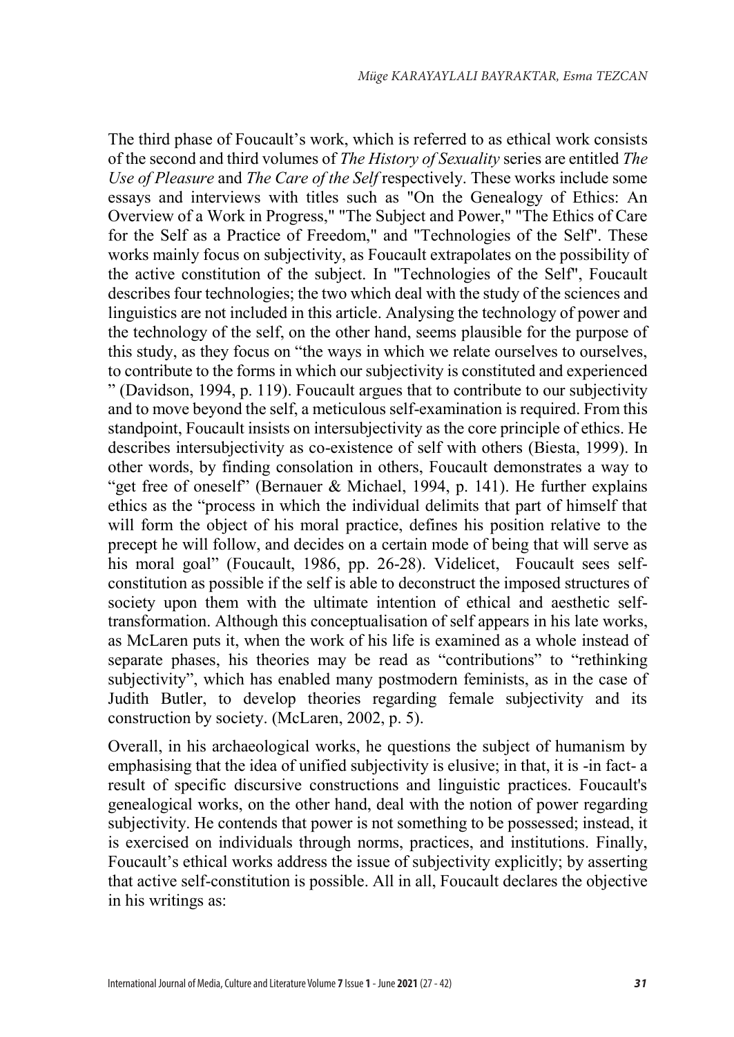The third phase of Foucault's work, which is referred to as ethical work consists of the second and third volumes of *The History of Sexuality* series are entitled *The Use of Pleasure* and *The Care of the Self* respectively. These works include some essays and interviews with titles such as "On the Genealogy of Ethics: An Overview of a Work in Progress," "The Subject and Power," "The Ethics of Care for the Self as a Practice of Freedom," and "Technologies of the Self". These works mainly focus on subjectivity, as Foucault extrapolates on the possibility of the active constitution of the subject. In "Technologies of the Self", Foucault describes four technologies; the two which deal with the study of the sciences and linguistics are not included in this article. Analysing the technology of power and the technology of the self, on the other hand, seems plausible for the purpose of this study, as they focus on "the ways in which we relate ourselves to ourselves, to contribute to the forms in which our subjectivity is constituted and experienced " (Davidson, 1994, p. 119). Foucault argues that to contribute to our subjectivity and to move beyond the self, a meticulous self-examination is required. From this standpoint, Foucault insists on intersubjectivity as the core principle of ethics. He describes intersubjectivity as co-existence of self with others (Biesta, 1999). In other words, by finding consolation in others, Foucault demonstrates a way to "get free of oneself" (Bernauer & Michael, 1994, p. 141). He further explains ethics as the "process in which the individual delimits that part of himself that will form the object of his moral practice, defines his position relative to the precept he will follow, and decides on a certain mode of being that will serve as his moral goal" (Foucault, 1986, pp. 26-28). Videlicet, Foucault sees self-constitution as possible if the self is able to deconstruct the imposed structures of society upon them with the ultimate intention of ethical and aesthetic self-transformation. Although this conceptualisation of self appears in his late works, as McLaren puts it, when the work of his life is examined as a whole instead of separate phases, his theories may be read as "contributions" to "rethinking subjectivity", which has enabled many postmodern feminists, as in the case of Judith Butler, to develop theories regarding female subjectivity and its construction by society. (McLaren, 2002, p. 5).

Overall, in his archaeological works, he questions the subject of humanism by emphasising that the idea of unified subjectivity is elusive; in that, it is -in fact- a result of specific discursive constructions and linguistic practices. Foucault's genealogical works, on the other hand, deal with the notion of power regarding subjectivity. He contends that power is not something to be possessed; instead, it is exercised on individuals through norms, practices, and institutions. Finally, Foucault's ethical works address the issue of subjectivity explicitly; by asserting that active self-constitution is possible. All in all, Foucault declares the objective in his writings as: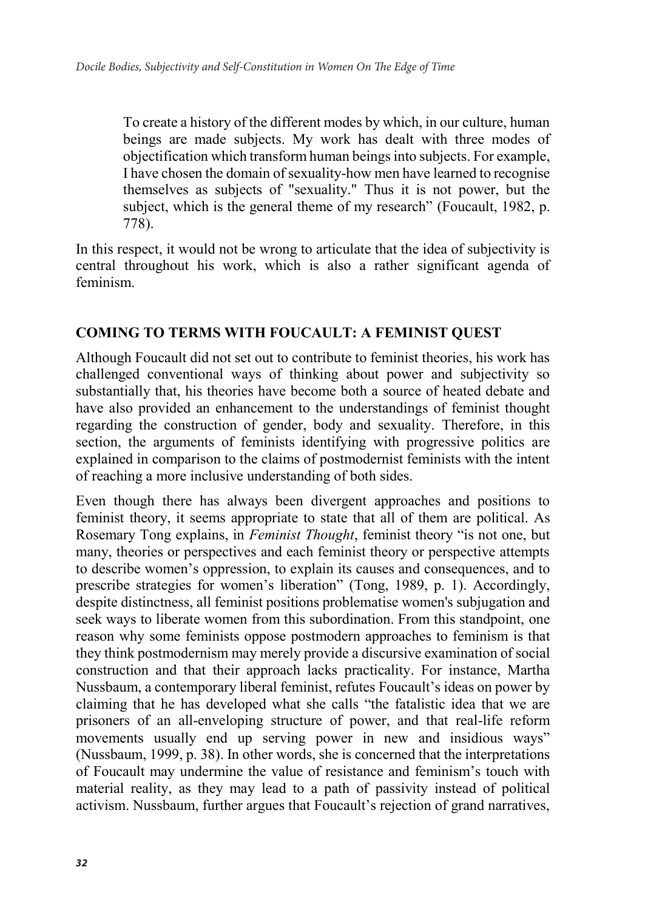> To create a history of the different modes by which, in our culture, human beings are made subjects. My work has dealt with three modes of objectification which transform human beings into subjects. For example, I have chosen the domain of sexuality-how men have learned to recognise themselves as subjects of "sexuality." Thus it is not power, but the subject, which is the general theme of my research" (Foucault, 1982, p. 778).

In this respect, it would not be wrong to articulate that the idea of subjectivity is central throughout his work, which is also a rather significant agenda of feminism.

## COMING TO TERMS WITH FOUCAULT: A FEMINIST QUEST

Although Foucault did not set out to contribute to feminist theories, his work has challenged conventional ways of thinking about power and subjectivity so substantially that, his theories have become both a source of heated debate and have also provided an enhancement to the understandings of feminist thought regarding the construction of gender, body and sexuality. Therefore, in this section, the arguments of feminists identifying with progressive politics are explained in comparison to the claims of postmodernist feminists with the intent of reaching a more inclusive understanding of both sides.

Even though there has always been divergent approaches and positions to feminist theory, it seems appropriate to state that all of them are political. As Rosemary Tong explains, in *Feminist Thought*, feminist theory "is not one, but many, theories or perspectives and each feminist theory or perspective attempts to describe women's oppression, to explain its causes and consequences, and to prescribe strategies for women's liberation" (Tong, 1989, p. 1). Accordingly, despite distinctness, all feminist positions problematise women's subjugation and seek ways to liberate women from this subordination. From this standpoint, one reason why some feminists oppose postmodern approaches to feminism is that they think postmodernism may merely provide a discursive examination of social construction and that their approach lacks practicality. For instance, Martha Nussbaum, a contemporary liberal feminist, refutes Foucault's ideas on power by claiming that he has developed what she calls "the fatalistic idea that we are prisoners of an all-enveloping structure of power, and that real-life reform movements usually end up serving power in new and insidious ways" (Nussbaum, 1999, p. 38). In other words, she is concerned that the interpretations of Foucault may undermine the value of resistance and feminism's touch with material reality, as they may lead to a path of passivity instead of political activism. Nussbaum, further argues that Foucault's rejection of grand narratives,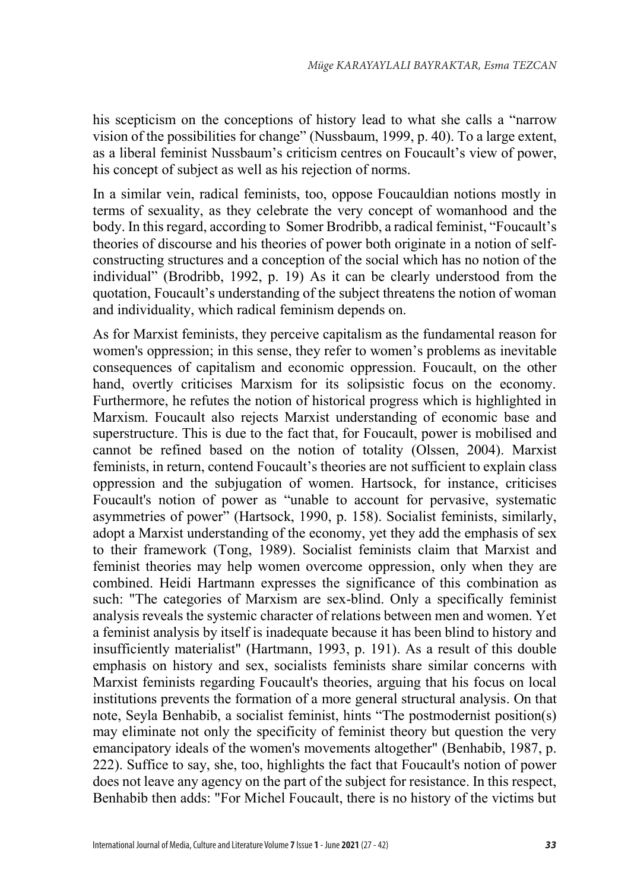his scepticism on the conceptions of history lead to what she calls a "narrow vision of the possibilities for change" (Nussbaum, 1999, p. 40). To a large extent, as a liberal feminist Nussbaum's criticism centres on Foucault's view of power, his concept of subject as well as his rejection of norms.

In a similar vein, radical feminists, too, oppose Foucauldian notions mostly in terms of sexuality, as they celebrate the very concept of womanhood and the body. In this regard, according to Somer Brodribb, a radical feminist, "Foucault's theories of discourse and his theories of power both originate in a notion of self-constructing structures and a conception of the social which has no notion of the individual" (Brodribb, 1992, p. 19) As it can be clearly understood from the quotation, Foucault's understanding of the subject threatens the notion of woman and individuality, which radical feminism depends on.

As for Marxist feminists, they perceive capitalism as the fundamental reason for women's oppression; in this sense, they refer to women's problems as inevitable consequences of capitalism and economic oppression. Foucault, on the other hand, overtly criticises Marxism for its solipsistic focus on the economy. Furthermore, he refutes the notion of historical progress which is highlighted in Marxism. Foucault also rejects Marxist understanding of economic base and superstructure. This is due to the fact that, for Foucault, power is mobilised and cannot be refined based on the notion of totality (Olssen, 2004). Marxist feminists, in return, contend Foucault's theories are not sufficient to explain class oppression and the subjugation of women. Hartsock, for instance, criticises Foucault's notion of power as "unable to account for pervasive, systematic asymmetries of power" (Hartsock, 1990, p. 158). Socialist feminists, similarly, adopt a Marxist understanding of the economy, yet they add the emphasis of sex to their framework (Tong, 1989). Socialist feminists claim that Marxist and feminist theories may help women overcome oppression, only when they are combined. Heidi Hartmann expresses the significance of this combination as such: "The categories of Marxism are sex-blind. Only a specifically feminist analysis reveals the systemic character of relations between men and women. Yet a feminist analysis by itself is inadequate because it has been blind to history and insufficiently materialist" (Hartmann, 1993, p. 191). As a result of this double emphasis on history and sex, socialists feminists share similar concerns with Marxist feminists regarding Foucault's theories, arguing that his focus on local institutions prevents the formation of a more general structural analysis. On that note, Seyla Benhabib, a socialist feminist, hints "The postmodernist position(s) may eliminate not only the specificity of feminist theory but question the very emancipatory ideals of the women's movements altogether" (Benhabib, 1987, p. 222). Suffice to say, she, too, highlights the fact that Foucault's notion of power does not leave any agency on the part of the subject for resistance. In this respect, Benhabib then adds: "For Michel Foucault, there is no history of the victims but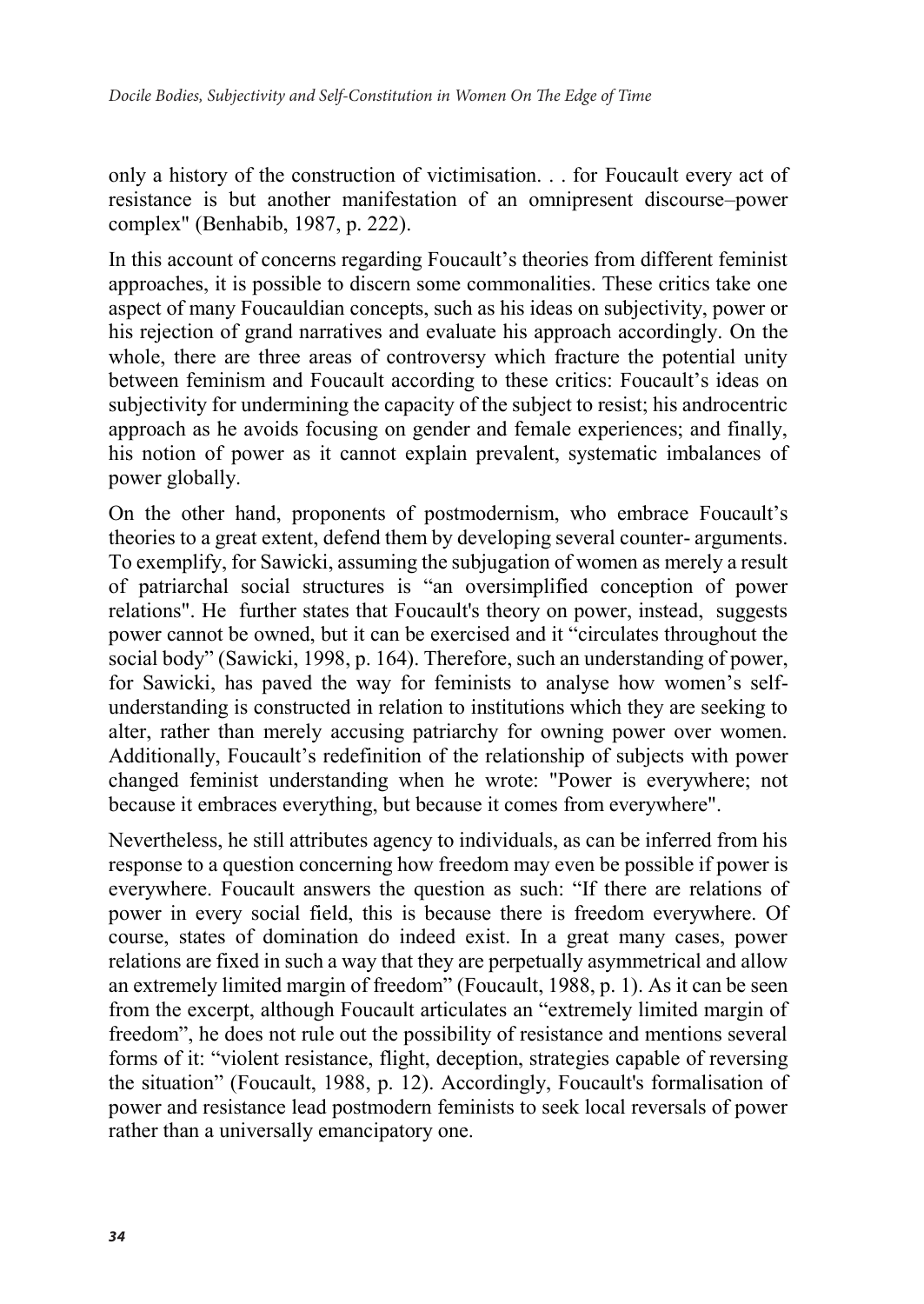only a history of the construction of victimisation. . . for Foucault every act of resistance is but another manifestation of an omnipresent discourse–power complex" (Benhabib, 1987, p. 222).

In this account of concerns regarding Foucault's theories from different feminist approaches, it is possible to discern some commonalities. These critics take one aspect of many Foucauldian concepts, such as his ideas on subjectivity, power or his rejection of grand narratives and evaluate his approach accordingly. On the whole, there are three areas of controversy which fracture the potential unity between feminism and Foucault according to these critics: Foucault's ideas on subjectivity for undermining the capacity of the subject to resist; his androcentric approach as he avoids focusing on gender and female experiences; and finally, his notion of power as it cannot explain prevalent, systematic imbalances of power globally.

On the other hand, proponents of postmodernism, who embrace Foucault's theories to a great extent, defend them by developing several counter- arguments. To exemplify, for Sawicki, assuming the subjugation of women as merely a result of patriarchal social structures is "an oversimplified conception of power relations". He further states that Foucault's theory on power, instead, suggests power cannot be owned, but it can be exercised and it "circulates throughout the social body" (Sawicki, 1998, p. 164). Therefore, such an understanding of power, for Sawicki, has paved the way for feminists to analyse how women's self-understanding is constructed in relation to institutions which they are seeking to alter, rather than merely accusing patriarchy for owning power over women. Additionally, Foucault's redefinition of the relationship of subjects with power changed feminist understanding when he wrote: "Power is everywhere; not because it embraces everything, but because it comes from everywhere".

Nevertheless, he still attributes agency to individuals, as can be inferred from his response to a question concerning how freedom may even be possible if power is everywhere. Foucault answers the question as such: "If there are relations of power in every social field, this is because there is freedom everywhere. Of course, states of domination do indeed exist. In a great many cases, power relations are fixed in such a way that they are perpetually asymmetrical and allow an extremely limited margin of freedom" (Foucault, 1988, p. 1). As it can be seen from the excerpt, although Foucault articulates an "extremely limited margin of freedom", he does not rule out the possibility of resistance and mentions several forms of it: "violent resistance, flight, deception, strategies capable of reversing the situation" (Foucault, 1988, p. 12). Accordingly, Foucault's formalisation of power and resistance lead postmodern feminists to seek local reversals of power rather than a universally emancipatory one.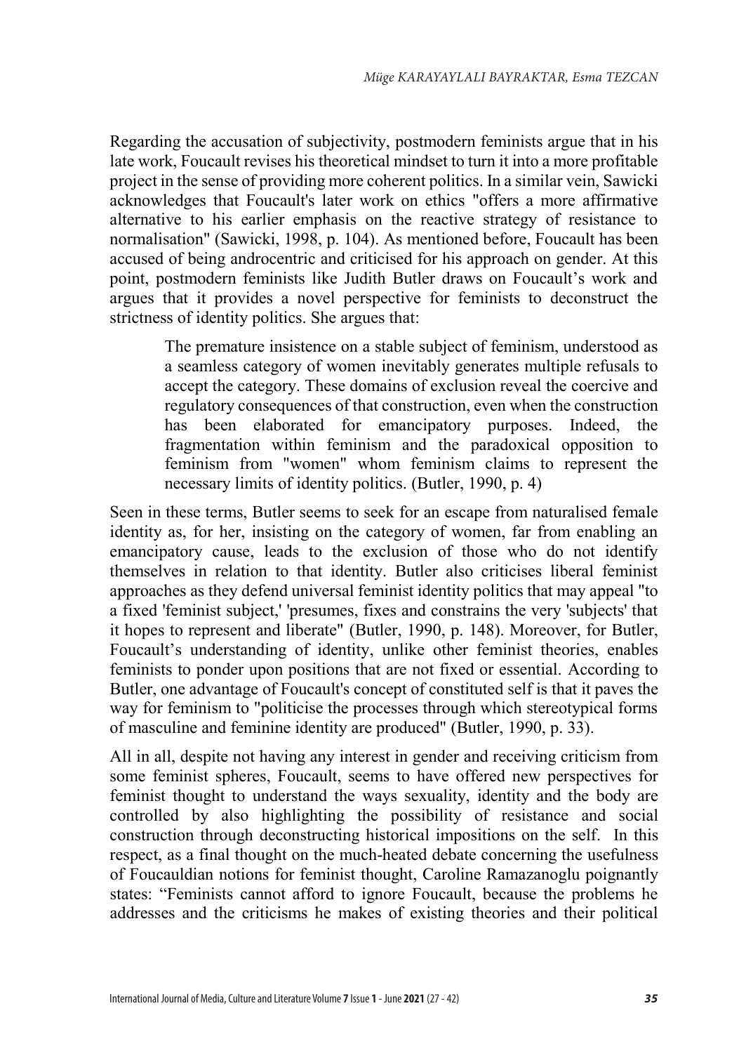Regarding the accusation of subjectivity, postmodern feminists argue that in his late work, Foucault revises his theoretical mindset to turn it into a more profitable project in the sense of providing more coherent politics. In a similar vein, Sawicki acknowledges that Foucault's later work on ethics "offers a more affirmative alternative to his earlier emphasis on the reactive strategy of resistance to normalisation" (Sawicki, 1998, p. 104). As mentioned before, Foucault has been accused of being androcentric and criticised for his approach on gender. At this point, postmodern feminists like Judith Butler draws on Foucault's work and argues that it provides a novel perspective for feminists to deconstruct the strictness of identity politics. She argues that:

> The premature insistence on a stable subject of feminism, understood as a seamless category of women inevitably generates multiple refusals to accept the category. These domains of exclusion reveal the coercive and regulatory consequences of that construction, even when the construction has been elaborated for emancipatory purposes. Indeed, the fragmentation within feminism and the paradoxical opposition to feminism from "women" whom feminism claims to represent the necessary limits of identity politics. (Butler, 1990, p. 4)

Seen in these terms, Butler seems to seek for an escape from naturalised female identity as, for her, insisting on the category of women, far from enabling an emancipatory cause, leads to the exclusion of those who do not identify themselves in relation to that identity. Butler also criticises liberal feminist approaches as they defend universal feminist identity politics that may appeal "to a fixed 'feminist subject,' 'presumes, fixes and constrains the very 'subjects' that it hopes to represent and liberate" (Butler, 1990, p. 148). Moreover, for Butler, Foucault's understanding of identity, unlike other feminist theories, enables feminists to ponder upon positions that are not fixed or essential. According to Butler, one advantage of Foucault's concept of constituted self is that it paves the way for feminism to "politicise the processes through which stereotypical forms of masculine and feminine identity are produced" (Butler, 1990, p. 33).

All in all, despite not having any interest in gender and receiving criticism from some feminist spheres, Foucault, seems to have offered new perspectives for feminist thought to understand the ways sexuality, identity and the body are controlled by also highlighting the possibility of resistance and social construction through deconstructing historical impositions on the self. In this respect, as a final thought on the much-heated debate concerning the usefulness of Foucauldian notions for feminist thought, Caroline Ramazanoglu poignantly states: "Feminists cannot afford to ignore Foucault, because the problems he addresses and the criticisms he makes of existing theories and their political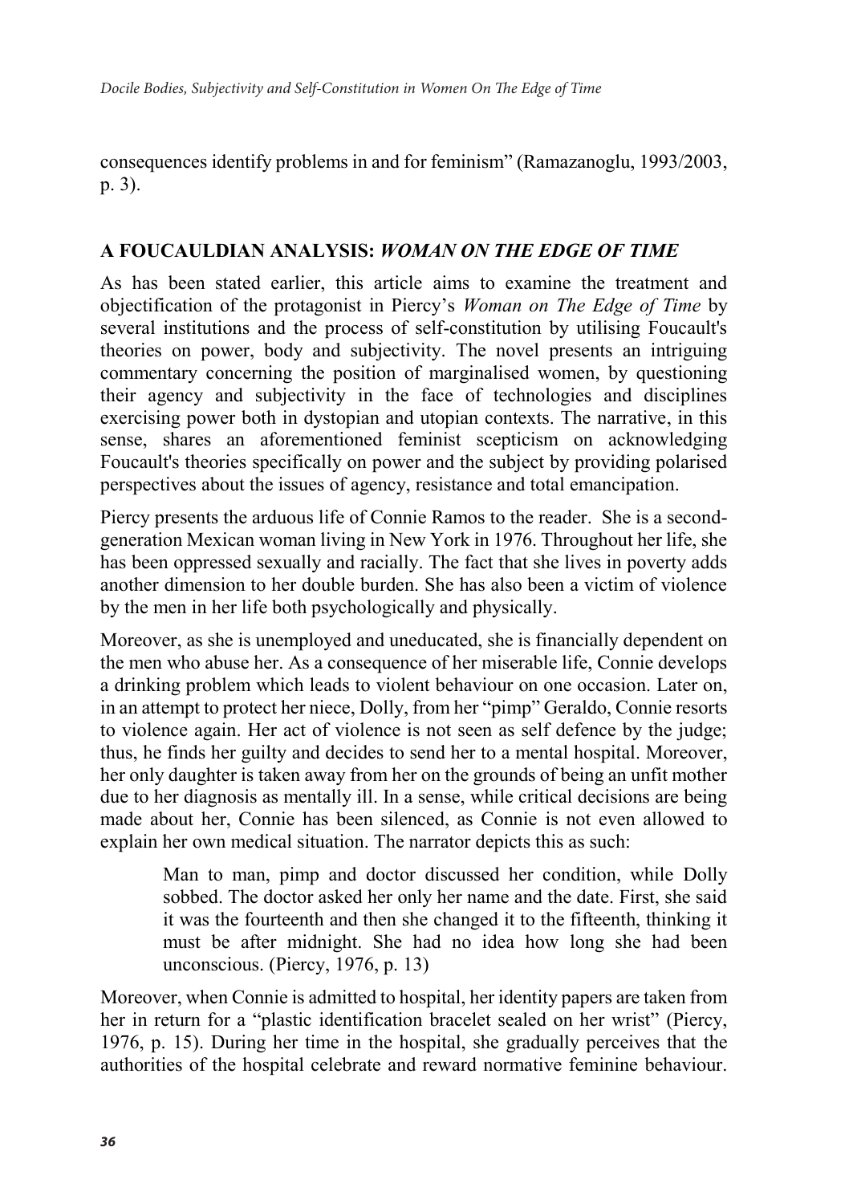consequences identify problems in and for feminism" (Ramazanoglu, 1993/2003, p. 3).

## A FOUCAULDIAN ANALYSIS: *WOMAN ON THE EDGE OF TIME*

As has been stated earlier, this article aims to examine the treatment and objectification of the protagonist in Piercy's *Woman on The Edge of Time* by several institutions and the process of self-constitution by utilising Foucault's theories on power, body and subjectivity. The novel presents an intriguing commentary concerning the position of marginalised women, by questioning their agency and subjectivity in the face of technologies and disciplines exercising power both in dystopian and utopian contexts. The narrative, in this sense, shares an aforementioned feminist scepticism on acknowledging Foucault's theories specifically on power and the subject by providing polarised perspectives about the issues of agency, resistance and total emancipation.

Piercy presents the arduous life of Connie Ramos to the reader. She is a second-generation Mexican woman living in New York in 1976. Throughout her life, she has been oppressed sexually and racially. The fact that she lives in poverty adds another dimension to her double burden. She has also been a victim of violence by the men in her life both psychologically and physically.

Moreover, as she is unemployed and uneducated, she is financially dependent on the men who abuse her. As a consequence of her miserable life, Connie develops a drinking problem which leads to violent behaviour on one occasion. Later on, in an attempt to protect her niece, Dolly, from her "pimp" Geraldo, Connie resorts to violence again. Her act of violence is not seen as self defence by the judge; thus, he finds her guilty and decides to send her to a mental hospital. Moreover, her only daughter is taken away from her on the grounds of being an unfit mother due to her diagnosis as mentally ill. In a sense, while critical decisions are being made about her, Connie has been silenced, as Connie is not even allowed to explain her own medical situation. The narrator depicts this as such:

> Man to man, pimp and doctor discussed her condition, while Dolly sobbed. The doctor asked her only her name and the date. First, she said it was the fourteenth and then she changed it to the fifteenth, thinking it must be after midnight. She had no idea how long she had been unconscious. (Piercy, 1976, p. 13)

Moreover, when Connie is admitted to hospital, her identity papers are taken from her in return for a "plastic identification bracelet sealed on her wrist" (Piercy, 1976, p. 15). During her time in the hospital, she gradually perceives that the authorities of the hospital celebrate and reward normative feminine behaviour.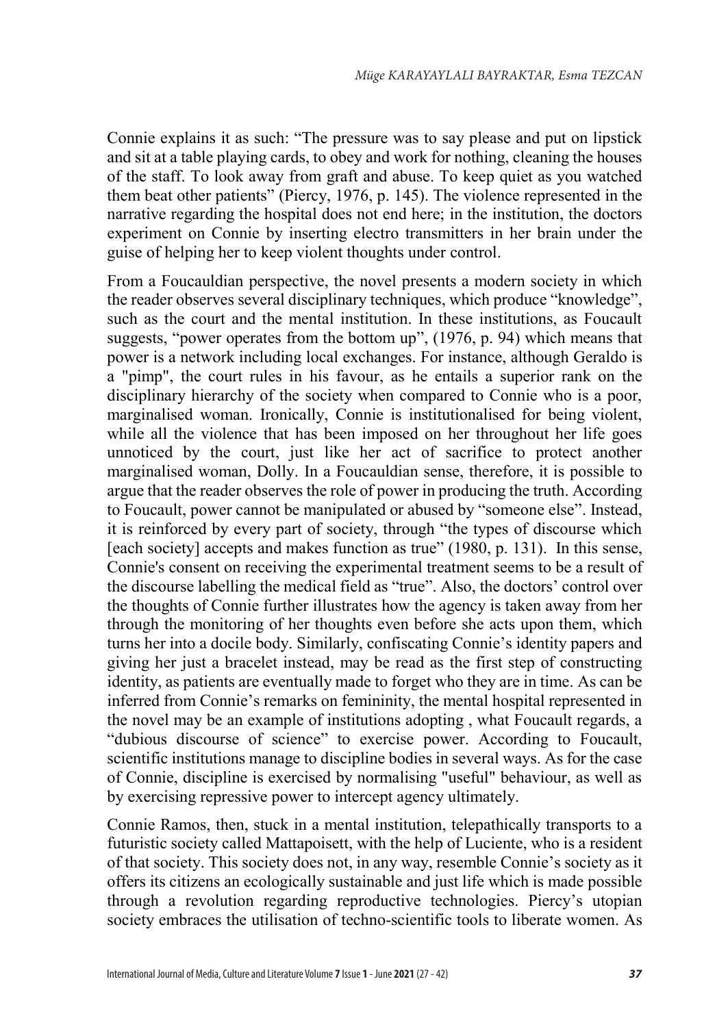Connie explains it as such: "The pressure was to say please and put on lipstick and sit at a table playing cards, to obey and work for nothing, cleaning the houses of the staff. To look away from graft and abuse. To keep quiet as you watched them beat other patients" (Piercy, 1976, p. 145). The violence represented in the narrative regarding the hospital does not end here; in the institution, the doctors experiment on Connie by inserting electro transmitters in her brain under the guise of helping her to keep violent thoughts under control.

From a Foucauldian perspective, the novel presents a modern society in which the reader observes several disciplinary techniques, which produce "knowledge", such as the court and the mental institution. In these institutions, as Foucault suggests, "power operates from the bottom up", (1976, p. 94) which means that power is a network including local exchanges. For instance, although Geraldo is a "pimp", the court rules in his favour, as he entails a superior rank on the disciplinary hierarchy of the society when compared to Connie who is a poor, marginalised woman. Ironically, Connie is institutionalised for being violent, while all the violence that has been imposed on her throughout her life goes unnoticed by the court, just like her act of sacrifice to protect another marginalised woman, Dolly. In a Foucauldian sense, therefore, it is possible to argue that the reader observes the role of power in producing the truth. According to Foucault, power cannot be manipulated or abused by "someone else". Instead, it is reinforced by every part of society, through "the types of discourse which [each society] accepts and makes function as true" (1980, p. 131). In this sense, Connie's consent on receiving the experimental treatment seems to be a result of the discourse labelling the medical field as "true". Also, the doctors' control over the thoughts of Connie further illustrates how the agency is taken away from her through the monitoring of her thoughts even before she acts upon them, which turns her into a docile body. Similarly, confiscating Connie's identity papers and giving her just a bracelet instead, may be read as the first step of constructing identity, as patients are eventually made to forget who they are in time. As can be inferred from Connie's remarks on femininity, the mental hospital represented in the novel may be an example of institutions adopting , what Foucault regards, a "dubious discourse of science" to exercise power. According to Foucault, scientific institutions manage to discipline bodies in several ways. As for the case of Connie, discipline is exercised by normalising "useful" behaviour, as well as by exercising repressive power to intercept agency ultimately.

Connie Ramos, then, stuck in a mental institution, telepathically transports to a futuristic society called Mattapoisett, with the help of Luciente, who is a resident of that society. This society does not, in any way, resemble Connie's society as it offers its citizens an ecologically sustainable and just life which is made possible through a revolution regarding reproductive technologies. Piercy's utopian society embraces the utilisation of techno-scientific tools to liberate women. As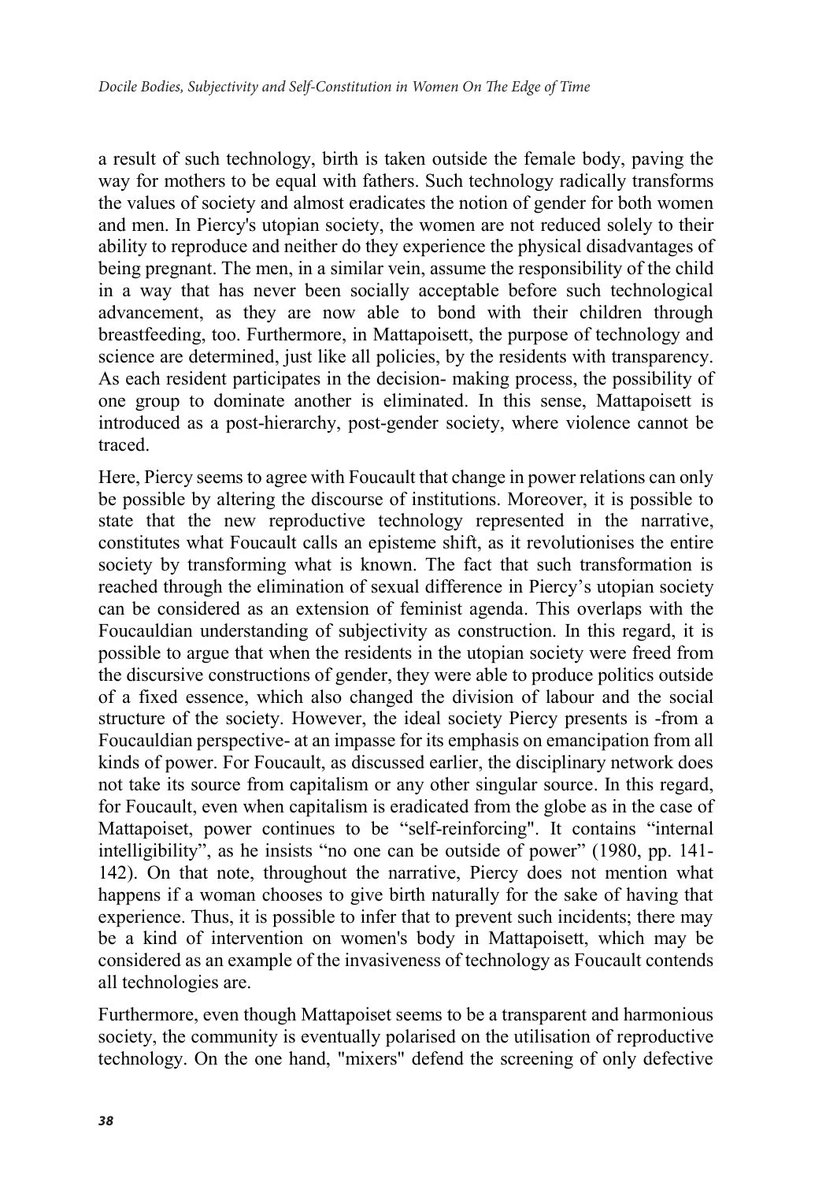a result of such technology, birth is taken outside the female body, paving the way for mothers to be equal with fathers. Such technology radically transforms the values of society and almost eradicates the notion of gender for both women and men. In Piercy's utopian society, the women are not reduced solely to their ability to reproduce and neither do they experience the physical disadvantages of being pregnant. The men, in a similar vein, assume the responsibility of the child in a way that has never been socially acceptable before such technological advancement, as they are now able to bond with their children through breastfeeding, too. Furthermore, in Mattapoisett, the purpose of technology and science are determined, just like all policies, by the residents with transparency. As each resident participates in the decision- making process, the possibility of one group to dominate another is eliminated. In this sense, Mattapoisett is introduced as a post-hierarchy, post-gender society, where violence cannot be traced.

Here, Piercy seems to agree with Foucault that change in power relations can only be possible by altering the discourse of institutions. Moreover, it is possible to state that the new reproductive technology represented in the narrative, constitutes what Foucault calls an episteme shift, as it revolutionises the entire society by transforming what is known. The fact that such transformation is reached through the elimination of sexual difference in Piercy's utopian society can be considered as an extension of feminist agenda. This overlaps with the Foucauldian understanding of subjectivity as construction. In this regard, it is possible to argue that when the residents in the utopian society were freed from the discursive constructions of gender, they were able to produce politics outside of a fixed essence, which also changed the division of labour and the social structure of the society. However, the ideal society Piercy presents is -from a Foucauldian perspective- at an impasse for its emphasis on emancipation from all kinds of power. For Foucault, as discussed earlier, the disciplinary network does not take its source from capitalism or any other singular source. In this regard, for Foucault, even when capitalism is eradicated from the globe as in the case of Mattapoiset, power continues to be "self-reinforcing". It contains "internal intelligibility", as he insists "no one can be outside of power" (1980, pp. 141-142). On that note, throughout the narrative, Piercy does not mention what happens if a woman chooses to give birth naturally for the sake of having that experience. Thus, it is possible to infer that to prevent such incidents; there may be a kind of intervention on women's body in Mattapoisett, which may be considered as an example of the invasiveness of technology as Foucault contends all technologies are.

Furthermore, even though Mattapoiset seems to be a transparent and harmonious society, the community is eventually polarised on the utilisation of reproductive technology. On the one hand, "mixers" defend the screening of only defective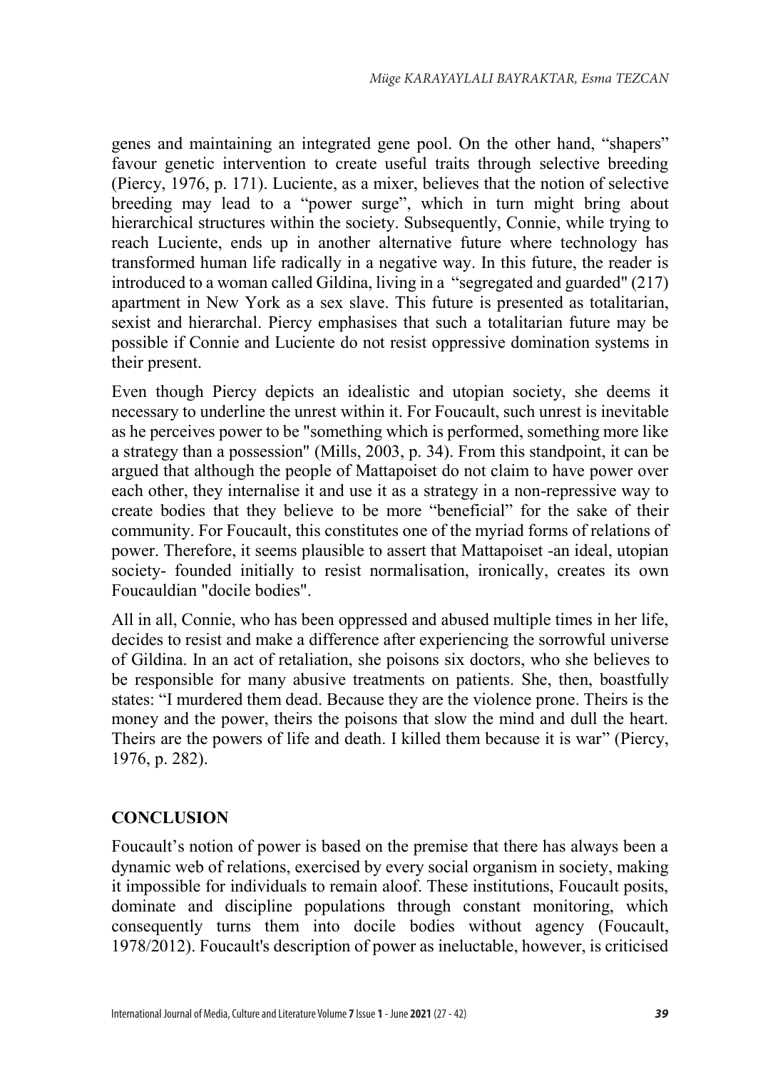genes and maintaining an integrated gene pool. On the other hand, "shapers" favour genetic intervention to create useful traits through selective breeding (Piercy, 1976, p. 171). Luciente, as a mixer, believes that the notion of selective breeding may lead to a "power surge", which in turn might bring about hierarchical structures within the society. Subsequently, Connie, while trying to reach Luciente, ends up in another alternative future where technology has transformed human life radically in a negative way. In this future, the reader is introduced to a woman called Gildina, living in a "segregated and guarded" (217) apartment in New York as a sex slave. This future is presented as totalitarian, sexist and hierarchal. Piercy emphasises that such a totalitarian future may be possible if Connie and Luciente do not resist oppressive domination systems in their present.

Even though Piercy depicts an idealistic and utopian society, she deems it necessary to underline the unrest within it. For Foucault, such unrest is inevitable as he perceives power to be "something which is performed, something more like a strategy than a possession" (Mills, 2003, p. 34). From this standpoint, it can be argued that although the people of Mattapoiset do not claim to have power over each other, they internalise it and use it as a strategy in a non-repressive way to create bodies that they believe to be more "beneficial" for the sake of their community. For Foucault, this constitutes one of the myriad forms of relations of power. Therefore, it seems plausible to assert that Mattapoiset -an ideal, utopian society- founded initially to resist normalisation, ironically, creates its own Foucauldian "docile bodies".

All in all, Connie, who has been oppressed and abused multiple times in her life, decides to resist and make a difference after experiencing the sorrowful universe of Gildina. In an act of retaliation, she poisons six doctors, who she believes to be responsible for many abusive treatments on patients. She, then, boastfully states: "I murdered them dead. Because they are the violence prone. Theirs is the money and the power, theirs the poisons that slow the mind and dull the heart. Theirs are the powers of life and death. I killed them because it is war" (Piercy, 1976, p. 282).

## CONCLUSION

Foucault's notion of power is based on the premise that there has always been a dynamic web of relations, exercised by every social organism in society, making it impossible for individuals to remain aloof. These institutions, Foucault posits, dominate and discipline populations through constant monitoring, which consequently turns them into docile bodies without agency (Foucault, 1978/2012). Foucault's description of power as ineluctable, however, is criticised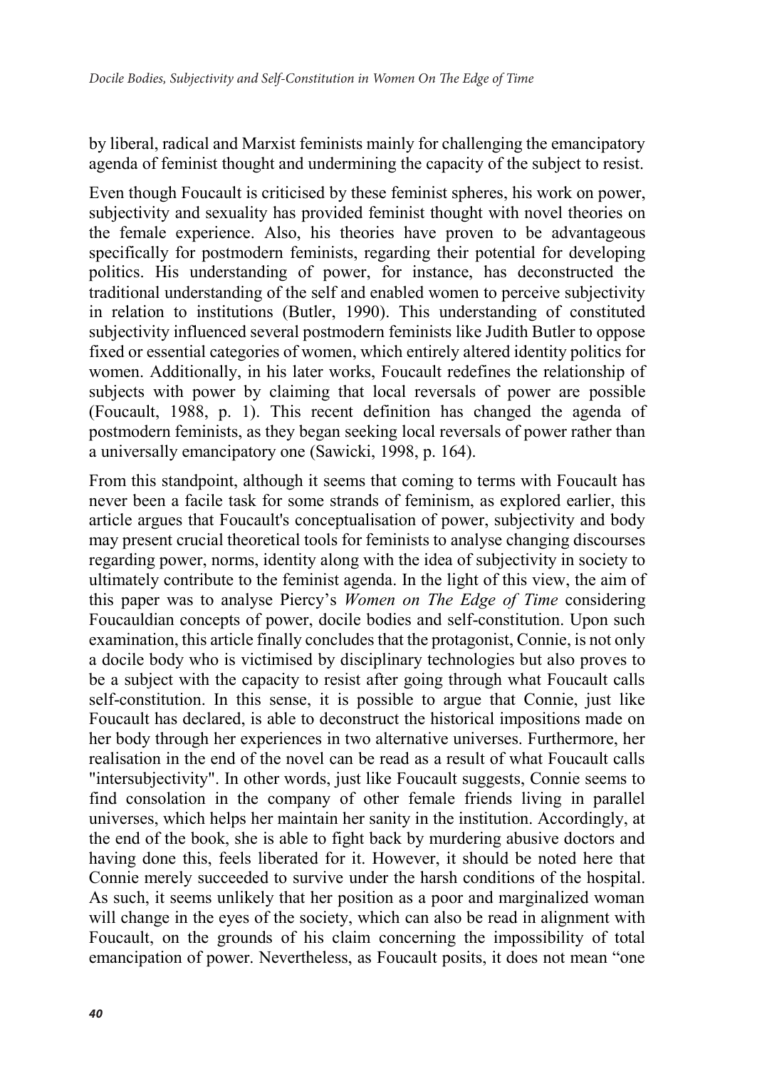by liberal, radical and Marxist feminists mainly for challenging the emancipatory agenda of feminist thought and undermining the capacity of the subject to resist.

Even though Foucault is criticised by these feminist spheres, his work on power, subjectivity and sexuality has provided feminist thought with novel theories on the female experience. Also, his theories have proven to be advantageous specifically for postmodern feminists, regarding their potential for developing politics. His understanding of power, for instance, has deconstructed the traditional understanding of the self and enabled women to perceive subjectivity in relation to institutions (Butler, 1990). This understanding of constituted subjectivity influenced several postmodern feminists like Judith Butler to oppose fixed or essential categories of women, which entirely altered identity politics for women. Additionally, in his later works, Foucault redefines the relationship of subjects with power by claiming that local reversals of power are possible (Foucault, 1988, p. 1). This recent definition has changed the agenda of postmodern feminists, as they began seeking local reversals of power rather than a universally emancipatory one (Sawicki, 1998, p. 164).

From this standpoint, although it seems that coming to terms with Foucault has never been a facile task for some strands of feminism, as explored earlier, this article argues that Foucault's conceptualisation of power, subjectivity and body may present crucial theoretical tools for feminists to analyse changing discourses regarding power, norms, identity along with the idea of subjectivity in society to ultimately contribute to the feminist agenda. In the light of this view, the aim of this paper was to analyse Piercy's *Women on The Edge of Time* considering Foucauldian concepts of power, docile bodies and self-constitution. Upon such examination, this article finally concludes that the protagonist, Connie, is not only a docile body who is victimised by disciplinary technologies but also proves to be a subject with the capacity to resist after going through what Foucault calls self-constitution. In this sense, it is possible to argue that Connie, just like Foucault has declared, is able to deconstruct the historical impositions made on her body through her experiences in two alternative universes. Furthermore, her realisation in the end of the novel can be read as a result of what Foucault calls "intersubjectivity". In other words, just like Foucault suggests, Connie seems to find consolation in the company of other female friends living in parallel universes, which helps her maintain her sanity in the institution. Accordingly, at the end of the book, she is able to fight back by murdering abusive doctors and having done this, feels liberated for it. However, it should be noted here that Connie merely succeeded to survive under the harsh conditions of the hospital. As such, it seems unlikely that her position as a poor and marginalized woman will change in the eyes of the society, which can also be read in alignment with Foucault, on the grounds of his claim concerning the impossibility of total emancipation of power. Nevertheless, as Foucault posits, it does not mean "one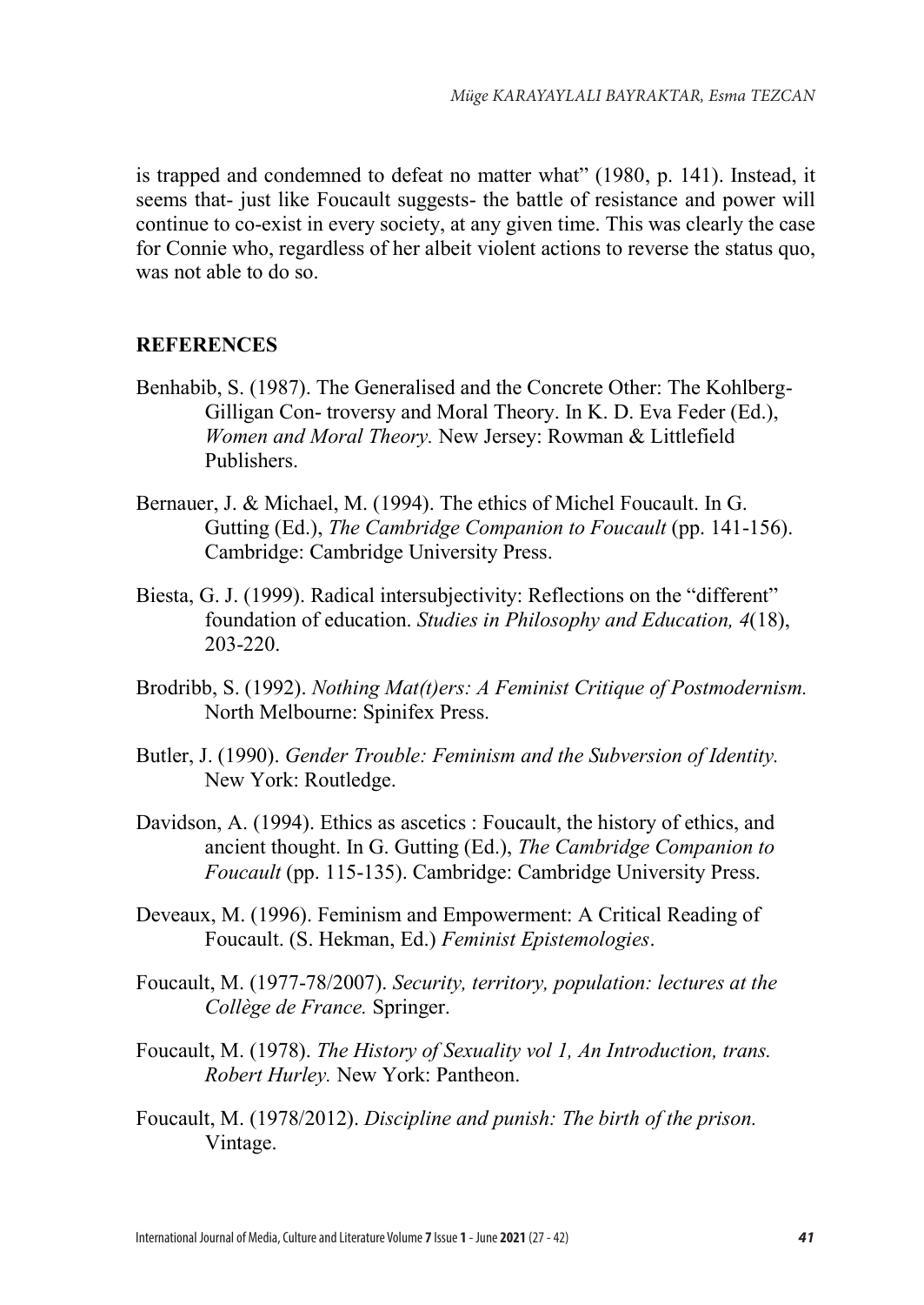is trapped and condemned to defeat no matter what" (1980, p. 141). Instead, it seems that- just like Foucault suggests- the battle of resistance and power will continue to co-exist in every society, at any given time. This was clearly the case for Connie who, regardless of her albeit violent actions to reverse the status quo, was not able to do so.

## REFERENCES

Benhabib, S. (1987). The Generalised and the Concrete Other: The Kohlberg-Gilligan Con- troversy and Moral Theory. In K. D. Eva Feder (Ed.), *Women and Moral Theory.* New Jersey: Rowman & Littlefield Publishers.

Bernauer, J. & Michael, M. (1994). The ethics of Michel Foucault. In G. Gutting (Ed.), *The Cambridge Companion to Foucault* (pp. 141-156). Cambridge: Cambridge University Press.

Biesta, G. J. (1999). Radical intersubjectivity: Reflections on the "different" foundation of education. *Studies in Philosophy and Education, 4*(18), 203-220.

Brodribb, S. (1992). *Nothing Mat(t)ers: A Feminist Critique of Postmodernism.* North Melbourne: Spinifex Press.

Butler, J. (1990). *Gender Trouble: Feminism and the Subversion of Identity.* New York: Routledge.

Davidson, A. (1994). Ethics as ascetics : Foucault, the history of ethics, and ancient thought. In G. Gutting (Ed.), *The Cambridge Companion to Foucault* (pp. 115-135). Cambridge: Cambridge University Press.

Deveaux, M. (1996). Feminism and Empowerment: A Critical Reading of Foucault. (S. Hekman, Ed.) *Feminist Epistemologies*.

Foucault, M. (1977-78/2007). *Security, territory, population: lectures at the Collège de France.* Springer.

Foucault, M. (1978). *The History of Sexuality vol 1, An Introduction, trans. Robert Hurley.* New York: Pantheon.

Foucault, M. (1978/2012). *Discipline and punish: The birth of the prison.* Vintage.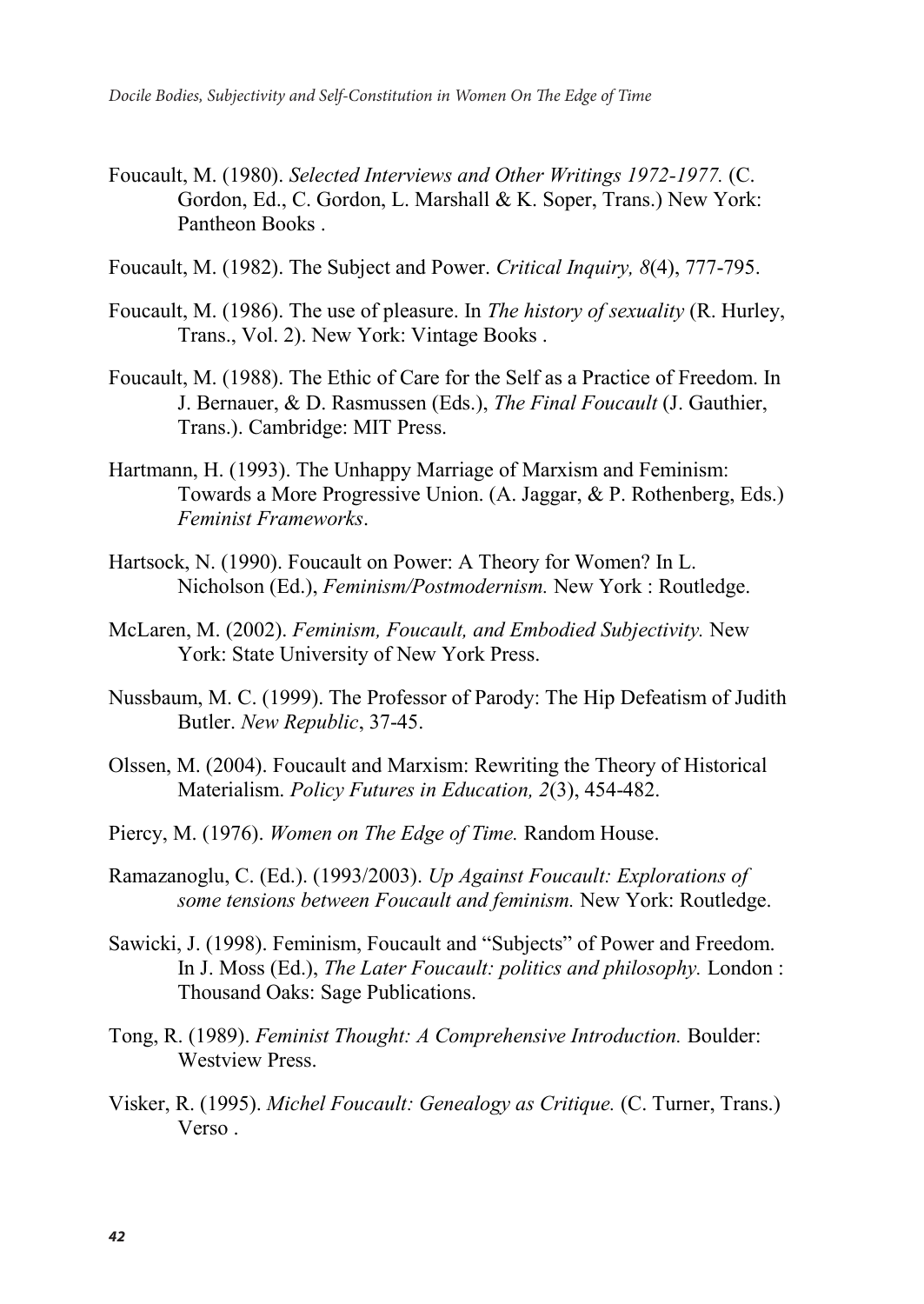Foucault, M. (1980). *Selected Interviews and Other Writings 1972-1977.* (C. Gordon, Ed., C. Gordon, L. Marshall & K. Soper, Trans.) New York: Pantheon Books .

Foucault, M. (1982). The Subject and Power. *Critical Inquiry, 8*(4), 777-795.

Foucault, M. (1986). The use of pleasure. In *The history of sexuality* (R. Hurley, Trans., Vol. 2). New York: Vintage Books .

Foucault, M. (1988). The Ethic of Care for the Self as a Practice of Freedom. In J. Bernauer, & D. Rasmussen (Eds.), *The Final Foucault* (J. Gauthier, Trans.). Cambridge: MIT Press.

Hartmann, H. (1993). The Unhappy Marriage of Marxism and Feminism: Towards a More Progressive Union. (A. Jaggar, & P. Rothenberg, Eds.) *Feminist Frameworks*.

Hartsock, N. (1990). Foucault on Power: A Theory for Women? In L. Nicholson (Ed.), *Feminism/Postmodernism.* New York : Routledge.

McLaren, M. (2002). *Feminism, Foucault, and Embodied Subjectivity.* New York: State University of New York Press.

Nussbaum, M. C. (1999). The Professor of Parody: The Hip Defeatism of Judith Butler. *New Republic*, 37-45.

Olssen, M. (2004). Foucault and Marxism: Rewriting the Theory of Historical Materialism. *Policy Futures in Education, 2*(3), 454-482.

Piercy, M. (1976). *Women on The Edge of Time.* Random House.

Ramazanoglu, C. (Ed.). (1993/2003). *Up Against Foucault: Explorations of some tensions between Foucault and feminism.* New York: Routledge.

Sawicki, J. (1998). Feminism, Foucault and "Subjects" of Power and Freedom. In J. Moss (Ed.), *The Later Foucault: politics and philosophy.* London : Thousand Oaks: Sage Publications.

Tong, R. (1989). *Feminist Thought: A Comprehensive Introduction.* Boulder: Westview Press.

Visker, R. (1995). *Michel Foucault: Genealogy as Critique.* (C. Turner, Trans.) Verso .